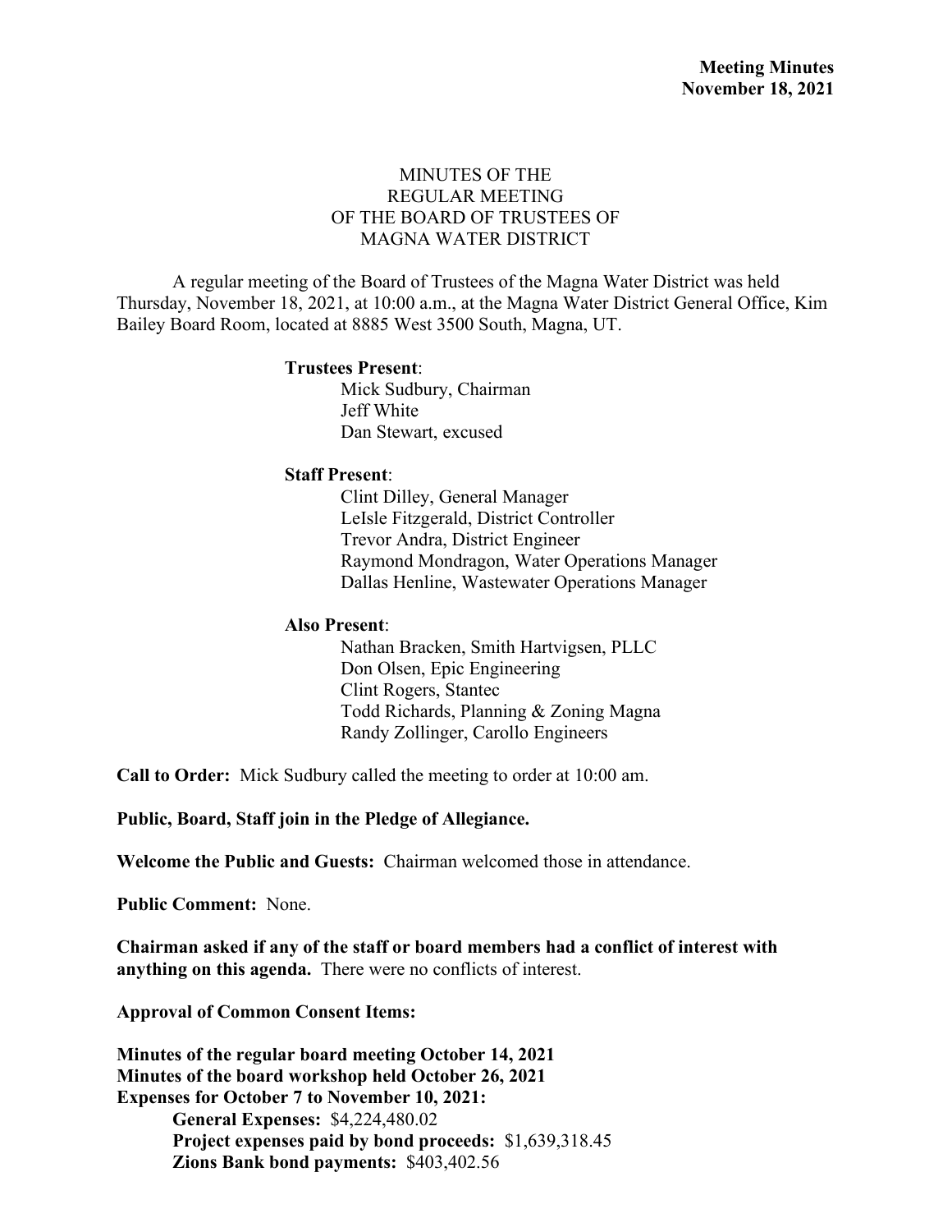**Meeting Minutes**
**November 18, 2021**

# MINUTES OF THE REGULAR MEETING OF THE BOARD OF TRUSTEES OF MAGNA WATER DISTRICT

A regular meeting of the Board of Trustees of the Magna Water District was held Thursday, November 18, 2021, at 10:00 a.m., at the Magna Water District General Office, Kim Bailey Board Room, located at 8885 West 3500 South, Magna, UT.

**Trustees Present**:
- Mick Sudbury, Chairman
- Jeff White
- Dan Stewart, excused

**Staff Present**:
- Clint Dilley, General Manager
- LeIsle Fitzgerald, District Controller
- Trevor Andra, District Engineer
- Raymond Mondragon, Water Operations Manager
- Dallas Henline, Wastewater Operations Manager

**Also Present**:
- Nathan Bracken, Smith Hartvigsen, PLLC
- Don Olsen, Epic Engineering
- Clint Rogers, Stantec
- Todd Richards, Planning & Zoning Magna
- Randy Zollinger, Carollo Engineers

**Call to Order:** Mick Sudbury called the meeting to order at 10:00 am.

**Public, Board, Staff join in the Pledge of Allegiance.**

**Welcome the Public and Guests:** Chairman welcomed those in attendance.

**Public Comment:** None.

**Chairman asked if any of the staff or board members had a conflict of interest with anything on this agenda.** There were no conflicts of interest.

**Approval of Common Consent Items:**

**Minutes of the regular board meeting October 14, 2021**
**Minutes of the board workshop held October 26, 2021**
**Expenses for October 7 to November 10, 2021:**
- **General Expenses:** $4,224,480.02
- **Project expenses paid by bond proceeds:** $1,639,318.45
- **Zions Bank bond payments:** $403,402.56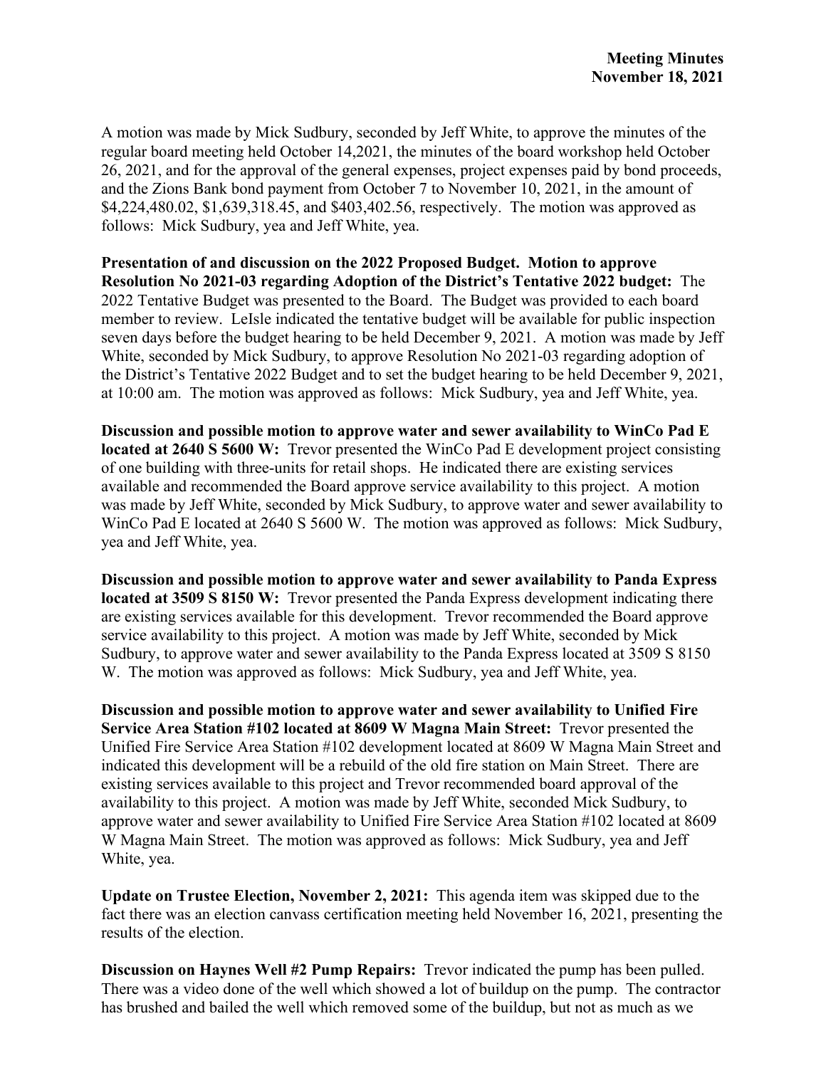A motion was made by Mick Sudbury, seconded by Jeff White, to approve the minutes of the regular board meeting held October 14,2021, the minutes of the board workshop held October 26, 2021, and for the approval of the general expenses, project expenses paid by bond proceeds, and the Zions Bank bond payment from October 7 to November 10, 2021, in the amount of $4,224,480.02, $1,639,318.45, and $403,402.56, respectively. The motion was approved as follows: Mick Sudbury, yea and Jeff White, yea.

**Presentation of and discussion on the 2022 Proposed Budget. Motion to approve Resolution No 2021-03 regarding Adoption of the District's Tentative 2022 budget:** The 2022 Tentative Budget was presented to the Board. The Budget was provided to each board member to review. LeIsle indicated the tentative budget will be available for public inspection seven days before the budget hearing to be held December 9, 2021. A motion was made by Jeff White, seconded by Mick Sudbury, to approve Resolution No 2021-03 regarding adoption of the District's Tentative 2022 Budget and to set the budget hearing to be held December 9, 2021, at 10:00 am. The motion was approved as follows: Mick Sudbury, yea and Jeff White, yea.

**Discussion and possible motion to approve water and sewer availability to WinCo Pad E located at 2640 S 5600 W:** Trevor presented the WinCo Pad E development project consisting of one building with three-units for retail shops. He indicated there are existing services available and recommended the Board approve service availability to this project. A motion was made by Jeff White, seconded by Mick Sudbury, to approve water and sewer availability to WinCo Pad E located at 2640 S 5600 W. The motion was approved as follows: Mick Sudbury, yea and Jeff White, yea.

**Discussion and possible motion to approve water and sewer availability to Panda Express located at 3509 S 8150 W:** Trevor presented the Panda Express development indicating there are existing services available for this development. Trevor recommended the Board approve service availability to this project. A motion was made by Jeff White, seconded by Mick Sudbury, to approve water and sewer availability to the Panda Express located at 3509 S 8150 W. The motion was approved as follows: Mick Sudbury, yea and Jeff White, yea.

**Discussion and possible motion to approve water and sewer availability to Unified Fire Service Area Station #102 located at 8609 W Magna Main Street:** Trevor presented the Unified Fire Service Area Station #102 development located at 8609 W Magna Main Street and indicated this development will be a rebuild of the old fire station on Main Street. There are existing services available to this project and Trevor recommended board approval of the availability to this project. A motion was made by Jeff White, seconded Mick Sudbury, to approve water and sewer availability to Unified Fire Service Area Station #102 located at 8609 W Magna Main Street. The motion was approved as follows: Mick Sudbury, yea and Jeff White, yea.

**Update on Trustee Election, November 2, 2021:** This agenda item was skipped due to the fact there was an election canvass certification meeting held November 16, 2021, presenting the results of the election.

**Discussion on Haynes Well #2 Pump Repairs:** Trevor indicated the pump has been pulled. There was a video done of the well which showed a lot of buildup on the pump. The contractor has brushed and bailed the well which removed some of the buildup, but not as much as we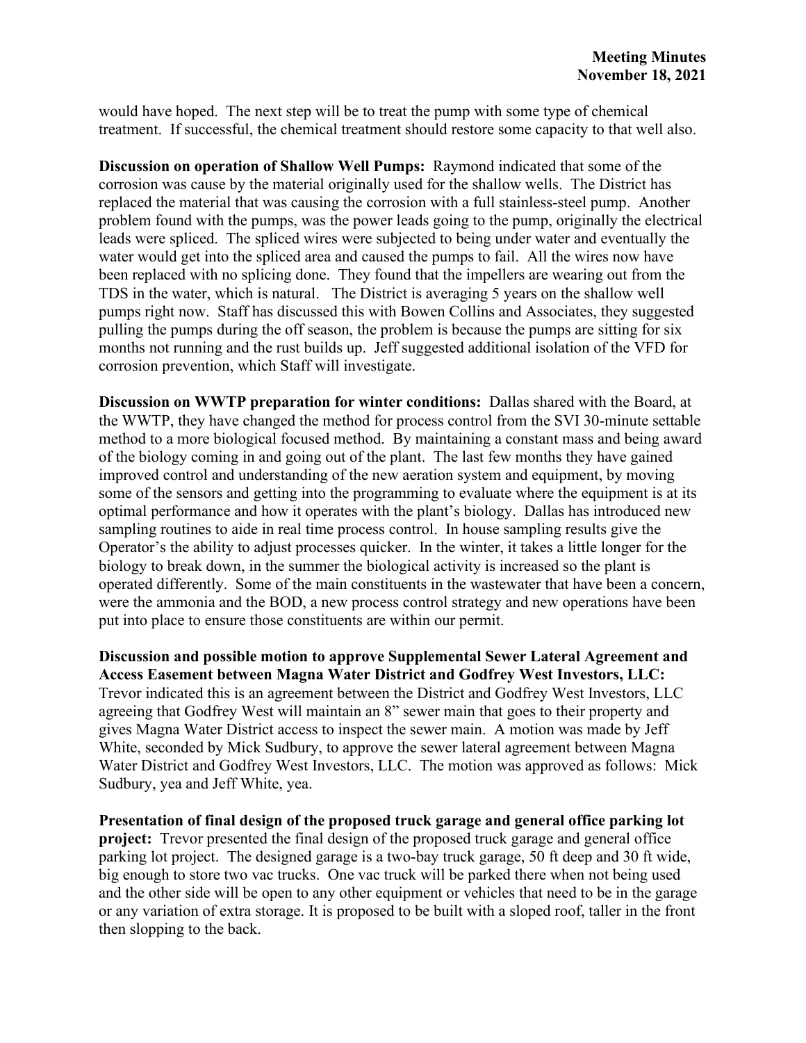would have hoped. The next step will be to treat the pump with some type of chemical treatment. If successful, the chemical treatment should restore some capacity to that well also.

**Discussion on operation of Shallow Well Pumps:** Raymond indicated that some of the corrosion was cause by the material originally used for the shallow wells. The District has replaced the material that was causing the corrosion with a full stainless-steel pump. Another problem found with the pumps, was the power leads going to the pump, originally the electrical leads were spliced. The spliced wires were subjected to being under water and eventually the water would get into the spliced area and caused the pumps to fail. All the wires now have been replaced with no splicing done. They found that the impellers are wearing out from the TDS in the water, which is natural. The District is averaging 5 years on the shallow well pumps right now. Staff has discussed this with Bowen Collins and Associates, they suggested pulling the pumps during the off season, the problem is because the pumps are sitting for six months not running and the rust builds up. Jeff suggested additional isolation of the VFD for corrosion prevention, which Staff will investigate.

**Discussion on WWTP preparation for winter conditions:** Dallas shared with the Board, at the WWTP, they have changed the method for process control from the SVI 30-minute settable method to a more biological focused method. By maintaining a constant mass and being award of the biology coming in and going out of the plant. The last few months they have gained improved control and understanding of the new aeration system and equipment, by moving some of the sensors and getting into the programming to evaluate where the equipment is at its optimal performance and how it operates with the plant's biology. Dallas has introduced new sampling routines to aide in real time process control. In house sampling results give the Operator's the ability to adjust processes quicker. In the winter, it takes a little longer for the biology to break down, in the summer the biological activity is increased so the plant is operated differently. Some of the main constituents in the wastewater that have been a concern, were the ammonia and the BOD, a new process control strategy and new operations have been put into place to ensure those constituents are within our permit.

**Discussion and possible motion to approve Supplemental Sewer Lateral Agreement and Access Easement between Magna Water District and Godfrey West Investors, LLC:** Trevor indicated this is an agreement between the District and Godfrey West Investors, LLC agreeing that Godfrey West will maintain an 8" sewer main that goes to their property and gives Magna Water District access to inspect the sewer main. A motion was made by Jeff White, seconded by Mick Sudbury, to approve the sewer lateral agreement between Magna Water District and Godfrey West Investors, LLC. The motion was approved as follows: Mick Sudbury, yea and Jeff White, yea.

**Presentation of final design of the proposed truck garage and general office parking lot project:** Trevor presented the final design of the proposed truck garage and general office parking lot project. The designed garage is a two-bay truck garage, 50 ft deep and 30 ft wide, big enough to store two vac trucks. One vac truck will be parked there when not being used and the other side will be open to any other equipment or vehicles that need to be in the garage or any variation of extra storage. It is proposed to be built with a sloped roof, taller in the front then slopping to the back.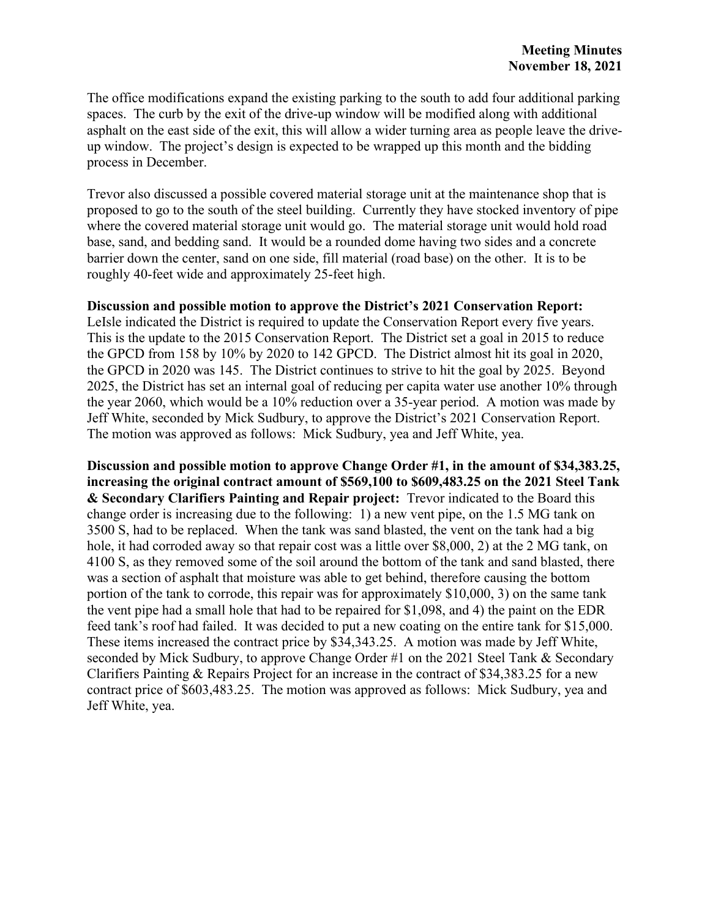The office modifications expand the existing parking to the south to add four additional parking spaces. The curb by the exit of the drive-up window will be modified along with additional asphalt on the east side of the exit, this will allow a wider turning area as people leave the drive-up window. The project's design is expected to be wrapped up this month and the bidding process in December.

Trevor also discussed a possible covered material storage unit at the maintenance shop that is proposed to go to the south of the steel building. Currently they have stocked inventory of pipe where the covered material storage unit would go. The material storage unit would hold road base, sand, and bedding sand. It would be a rounded dome having two sides and a concrete barrier down the center, sand on one side, fill material (road base) on the other. It is to be roughly 40-feet wide and approximately 25-feet high.

**Discussion and possible motion to approve the District's 2021 Conservation Report:** LeIsle indicated the District is required to update the Conservation Report every five years. This is the update to the 2015 Conservation Report. The District set a goal in 2015 to reduce the GPCD from 158 by 10% by 2020 to 142 GPCD. The District almost hit its goal in 2020, the GPCD in 2020 was 145. The District continues to strive to hit the goal by 2025. Beyond 2025, the District has set an internal goal of reducing per capita water use another 10% through the year 2060, which would be a 10% reduction over a 35-year period. A motion was made by Jeff White, seconded by Mick Sudbury, to approve the District's 2021 Conservation Report. The motion was approved as follows: Mick Sudbury, yea and Jeff White, yea.

**Discussion and possible motion to approve Change Order #1, in the amount of $34,383.25, increasing the original contract amount of $569,100 to $609,483.25 on the 2021 Steel Tank & Secondary Clarifiers Painting and Repair project:** Trevor indicated to the Board this change order is increasing due to the following: 1) a new vent pipe, on the 1.5 MG tank on 3500 S, had to be replaced. When the tank was sand blasted, the vent on the tank had a big hole, it had corroded away so that repair cost was a little over $8,000, 2) at the 2 MG tank, on 4100 S, as they removed some of the soil around the bottom of the tank and sand blasted, there was a section of asphalt that moisture was able to get behind, therefore causing the bottom portion of the tank to corrode, this repair was for approximately $10,000, 3) on the same tank the vent pipe had a small hole that had to be repaired for $1,098, and 4) the paint on the EDR feed tank's roof had failed. It was decided to put a new coating on the entire tank for $15,000. These items increased the contract price by $34,343.25. A motion was made by Jeff White, seconded by Mick Sudbury, to approve Change Order #1 on the 2021 Steel Tank & Secondary Clarifiers Painting & Repairs Project for an increase in the contract of $34,383.25 for a new contract price of $603,483.25. The motion was approved as follows: Mick Sudbury, yea and Jeff White, yea.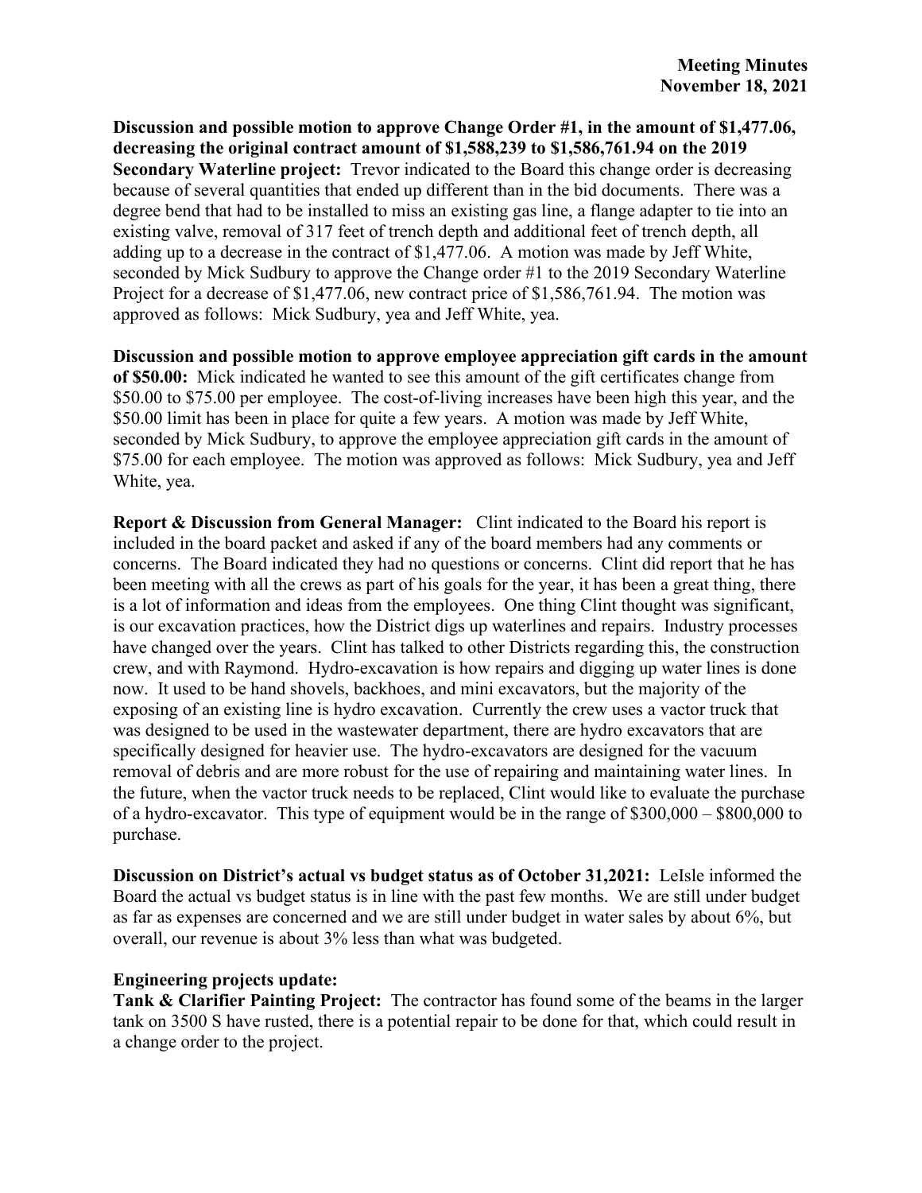**Meeting Minutes**
**November 18, 2021**

**Discussion and possible motion to approve Change Order #1, in the amount of $1,477.06, decreasing the original contract amount of $1,588,239 to $1,586,761.94 on the 2019 Secondary Waterline project:** Trevor indicated to the Board this change order is decreasing because of several quantities that ended up different than in the bid documents. There was a degree bend that had to be installed to miss an existing gas line, a flange adapter to tie into an existing valve, removal of 317 feet of trench depth and additional feet of trench depth, all adding up to a decrease in the contract of $1,477.06. A motion was made by Jeff White, seconded by Mick Sudbury to approve the Change order #1 to the 2019 Secondary Waterline Project for a decrease of $1,477.06, new contract price of $1,586,761.94. The motion was approved as follows: Mick Sudbury, yea and Jeff White, yea.

**Discussion and possible motion to approve employee appreciation gift cards in the amount of $50.00:** Mick indicated he wanted to see this amount of the gift certificates change from $50.00 to $75.00 per employee. The cost-of-living increases have been high this year, and the $50.00 limit has been in place for quite a few years. A motion was made by Jeff White, seconded by Mick Sudbury, to approve the employee appreciation gift cards in the amount of $75.00 for each employee. The motion was approved as follows: Mick Sudbury, yea and Jeff White, yea.

**Report & Discussion from General Manager:** Clint indicated to the Board his report is included in the board packet and asked if any of the board members had any comments or concerns. The Board indicated they had no questions or concerns. Clint did report that he has been meeting with all the crews as part of his goals for the year, it has been a great thing, there is a lot of information and ideas from the employees. One thing Clint thought was significant, is our excavation practices, how the District digs up waterlines and repairs. Industry processes have changed over the years. Clint has talked to other Districts regarding this, the construction crew, and with Raymond. Hydro-excavation is how repairs and digging up water lines is done now. It used to be hand shovels, backhoes, and mini excavators, but the majority of the exposing of an existing line is hydro excavation. Currently the crew uses a vactor truck that was designed to be used in the wastewater department, there are hydro excavators that are specifically designed for heavier use. The hydro-excavators are designed for the vacuum removal of debris and are more robust for the use of repairing and maintaining water lines. In the future, when the vactor truck needs to be replaced, Clint would like to evaluate the purchase of a hydro-excavator. This type of equipment would be in the range of $300,000 – $800,000 to purchase.

**Discussion on District's actual vs budget status as of October 31,2021:** LeIsle informed the Board the actual vs budget status is in line with the past few months. We are still under budget as far as expenses are concerned and we are still under budget in water sales by about 6%, but overall, our revenue is about 3% less than what was budgeted.

**Engineering projects update:**

**Tank & Clarifier Painting Project:** The contractor has found some of the beams in the larger tank on 3500 S have rusted, there is a potential repair to be done for that, which could result in a change order to the project.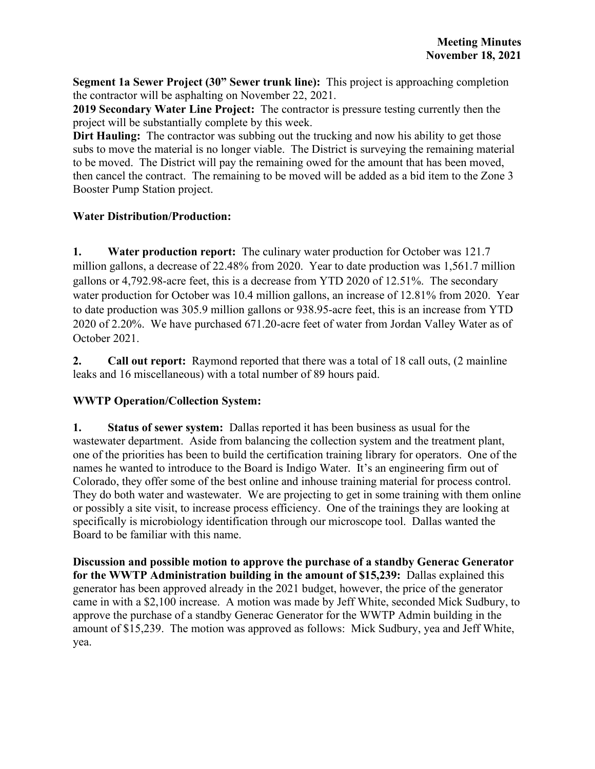**Segment 1a Sewer Project (30" Sewer trunk line):** This project is approaching completion the contractor will be asphalting on November 22, 2021.

**2019 Secondary Water Line Project:** The contractor is pressure testing currently then the project will be substantially complete by this week.

**Dirt Hauling:** The contractor was subbing out the trucking and now his ability to get those subs to move the material is no longer viable. The District is surveying the remaining material to be moved. The District will pay the remaining owed for the amount that has been moved, then cancel the contract. The remaining to be moved will be added as a bid item to the Zone 3 Booster Pump Station project.

**Water Distribution/Production:**

**1. Water production report:** The culinary water production for October was 121.7 million gallons, a decrease of 22.48% from 2020. Year to date production was 1,561.7 million gallons or 4,792.98-acre feet, this is a decrease from YTD 2020 of 12.51%. The secondary water production for October was 10.4 million gallons, an increase of 12.81% from 2020. Year to date production was 305.9 million gallons or 938.95-acre feet, this is an increase from YTD 2020 of 2.20%. We have purchased 671.20-acre feet of water from Jordan Valley Water as of October 2021.

**2. Call out report:** Raymond reported that there was a total of 18 call outs, (2 mainline leaks and 16 miscellaneous) with a total number of 89 hours paid.

**WWTP Operation/Collection System:**

**1. Status of sewer system:** Dallas reported it has been business as usual for the wastewater department. Aside from balancing the collection system and the treatment plant, one of the priorities has been to build the certification training library for operators. One of the names he wanted to introduce to the Board is Indigo Water. It's an engineering firm out of Colorado, they offer some of the best online and inhouse training material for process control. They do both water and wastewater. We are projecting to get in some training with them online or possibly a site visit, to increase process efficiency. One of the trainings they are looking at specifically is microbiology identification through our microscope tool. Dallas wanted the Board to be familiar with this name.

**Discussion and possible motion to approve the purchase of a standby Generac Generator for the WWTP Administration building in the amount of $15,239:** Dallas explained this generator has been approved already in the 2021 budget, however, the price of the generator came in with a $2,100 increase. A motion was made by Jeff White, seconded Mick Sudbury, to approve the purchase of a standby Generac Generator for the WWTP Admin building in the amount of $15,239. The motion was approved as follows: Mick Sudbury, yea and Jeff White, yea.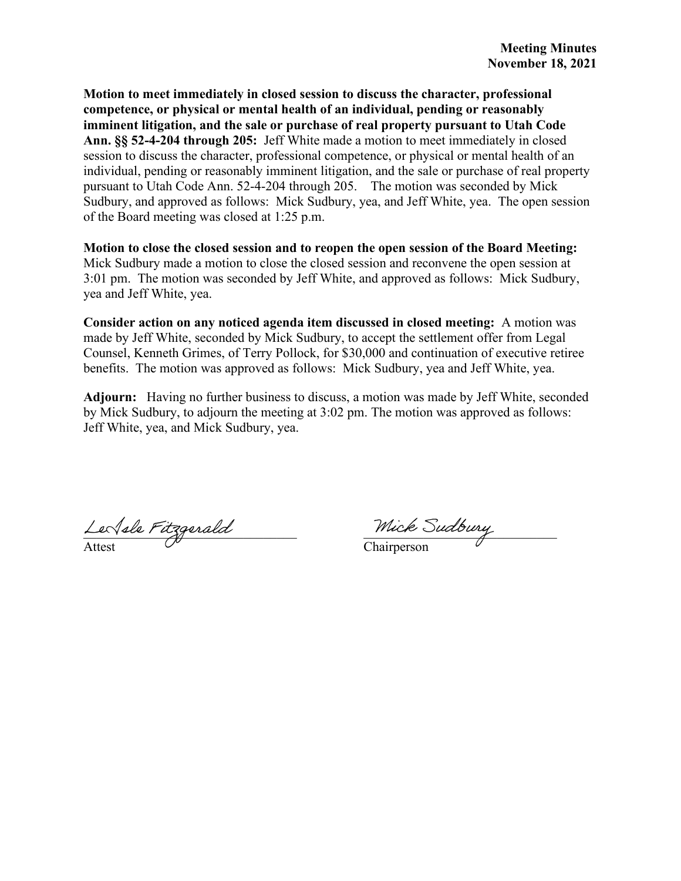**Meeting Minutes**
**November 18, 2021**

**Motion to meet immediately in closed session to discuss the character, professional competence, or physical or mental health of an individual, pending or reasonably imminent litigation, and the sale or purchase of real property pursuant to Utah Code Ann. §§ 52-4-204 through 205:** Jeff White made a motion to meet immediately in closed session to discuss the character, professional competence, or physical or mental health of an individual, pending or reasonably imminent litigation, and the sale or purchase of real property pursuant to Utah Code Ann. 52-4-204 through 205. The motion was seconded by Mick Sudbury, and approved as follows: Mick Sudbury, yea, and Jeff White, yea. The open session of the Board meeting was closed at 1:25 p.m.

**Motion to close the closed session and to reopen the open session of the Board Meeting:** Mick Sudbury made a motion to close the closed session and reconvene the open session at 3:01 pm. The motion was seconded by Jeff White, and approved as follows: Mick Sudbury, yea and Jeff White, yea.

**Consider action on any noticed agenda item discussed in closed meeting:** A motion was made by Jeff White, seconded by Mick Sudbury, to accept the settlement offer from Legal Counsel, Kenneth Grimes, of Terry Pollock, for $30,000 and continuation of executive retiree benefits. The motion was approved as follows: Mick Sudbury, yea and Jeff White, yea.

**Adjourn:** Having no further business to discuss, a motion was made by Jeff White, seconded by Mick Sudbury, to adjourn the meeting at 3:02 pm. The motion was approved as follows: Jeff White, yea, and Mick Sudbury, yea.

LaIsle Fitzgerald
Attest

Mick Sudbury
Chairperson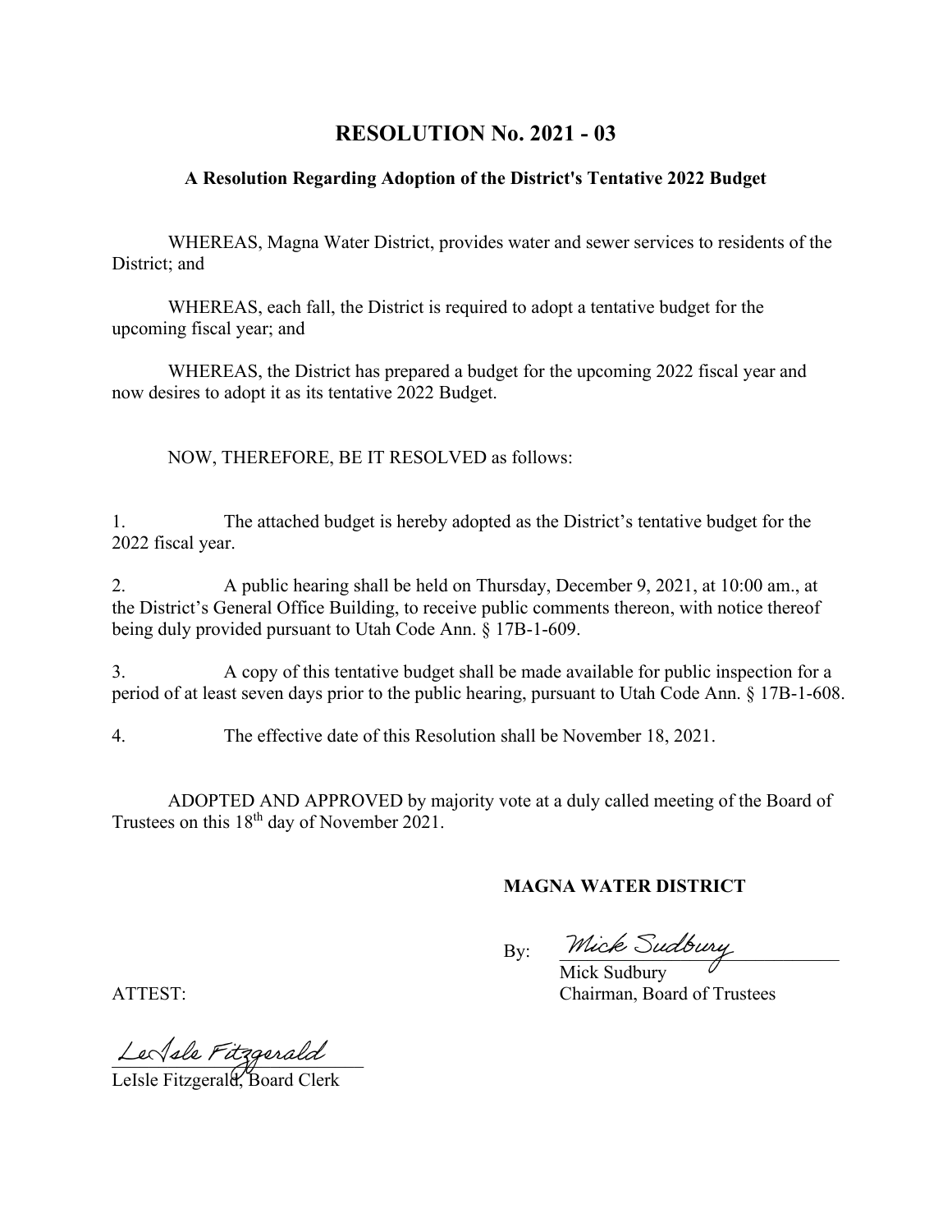# RESOLUTION No. 2021 - 03

### A Resolution Regarding Adoption of the District's Tentative 2022 Budget

WHEREAS, Magna Water District, provides water and sewer services to residents of the District; and

WHEREAS, each fall, the District is required to adopt a tentative budget for the upcoming fiscal year; and

WHEREAS, the District has prepared a budget for the upcoming 2022 fiscal year and now desires to adopt it as its tentative 2022 Budget.

NOW, THEREFORE, BE IT RESOLVED as follows:

1. The attached budget is hereby adopted as the District's tentative budget for the 2022 fiscal year.

2. A public hearing shall be held on Thursday, December 9, 2021, at 10:00 am., at the District's General Office Building, to receive public comments thereon, with notice thereof being duly provided pursuant to Utah Code Ann. § 17B-1-609.

3. A copy of this tentative budget shall be made available for public inspection for a period of at least seven days prior to the public hearing, pursuant to Utah Code Ann. § 17B-1-608.

4. The effective date of this Resolution shall be November 18, 2021.

ADOPTED AND APPROVED by majority vote at a duly called meeting of the Board of Trustees on this 18th day of November 2021.

**MAGNA WATER DISTRICT**

By: *Mick Sudbury*
Mick Sudbury
Chairman, Board of Trustees

ATTEST:

*LeIsle Fitzgerald*
LeIsle Fitzgerald, Board Clerk